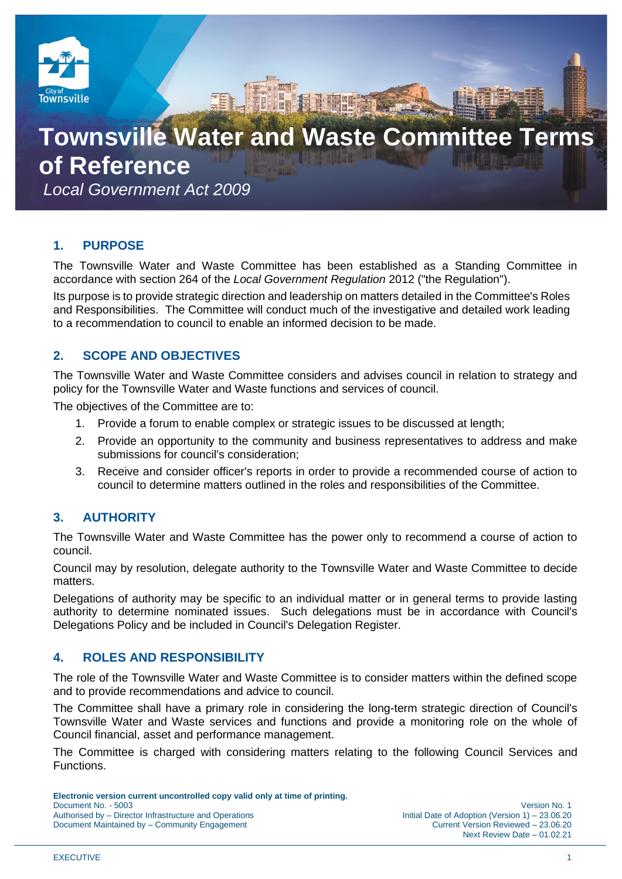# Townsville Water and Waste Committee Terms of Reference

*Local Government Act 2009*

## 1. PURPOSE

The Townsville Water and Waste Committee has been established as a Standing Committee in accordance with section 264 of the *Local Government Regulation* 2012 ("the Regulation").

Its purpose is to provide strategic direction and leadership on matters detailed in the Committee's Roles and Responsibilities. The Committee will conduct much of the investigative and detailed work leading to a recommendation to council to enable an informed decision to be made.

## 2. SCOPE AND OBJECTIVES

The Townsville Water and Waste Committee considers and advises council in relation to strategy and policy for the Townsville Water and Waste functions and services of council.

The objectives of the Committee are to:

1. Provide a forum to enable complex or strategic issues to be discussed at length;
2. Provide an opportunity to the community and business representatives to address and make submissions for council's consideration;
3. Receive and consider officer's reports in order to provide a recommended course of action to council to determine matters outlined in the roles and responsibilities of the Committee.

## 3. AUTHORITY

The Townsville Water and Waste Committee has the power only to recommend a course of action to council.

Council may by resolution, delegate authority to the Townsville Water and Waste Committee to decide matters.

Delegations of authority may be specific to an individual matter or in general terms to provide lasting authority to determine nominated issues. Such delegations must be in accordance with Council's Delegations Policy and be included in Council's Delegation Register.

## 4. ROLES AND RESPONSIBILITY

The role of the Townsville Water and Waste Committee is to consider matters within the defined scope and to provide recommendations and advice to council.

The Committee shall have a primary role in considering the long-term strategic direction of Council's Townsville Water and Waste services and functions and provide a monitoring role on the whole of Council financial, asset and performance management.

The Committee is charged with considering matters relating to the following Council Services and Functions.

**Electronic version current uncontrolled copy valid only at time of printing.**
Document No. - 5003
Authorised by – Director Infrastructure and Operations
Document Maintained by – Community Engagement

Version No. 1
Initial Date of Adoption (Version 1) – 23.06.20
Current Version Reviewed – 23.06.20
Next Review Date – 01.02.21

EXECUTIVE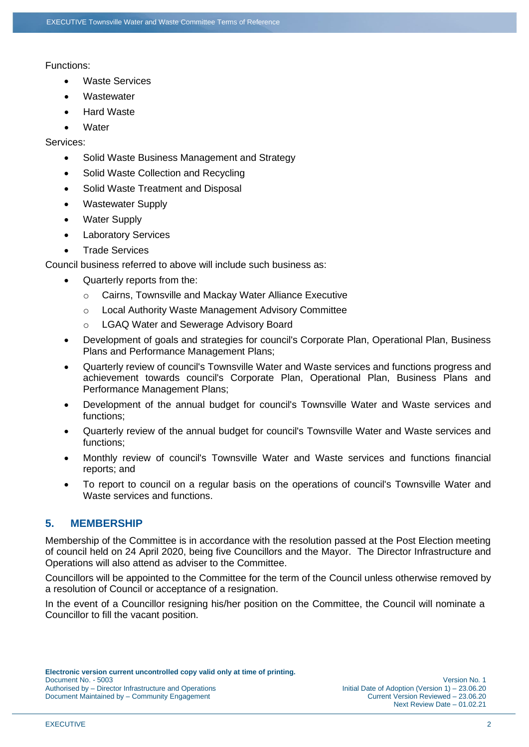Functions:

- Waste Services
- Wastewater
- Hard Waste
- Water

Services:

- Solid Waste Business Management and Strategy
- Solid Waste Collection and Recycling
- Solid Waste Treatment and Disposal
- Wastewater Supply
- Water Supply
- Laboratory Services
- Trade Services

Council business referred to above will include such business as:

- Quarterly reports from the:
  - Cairns, Townsville and Mackay Water Alliance Executive
  - Local Authority Waste Management Advisory Committee
  - LGAQ Water and Sewerage Advisory Board
- Development of goals and strategies for council's Corporate Plan, Operational Plan, Business Plans and Performance Management Plans;
- Quarterly review of council's Townsville Water and Waste services and functions progress and achievement towards council's Corporate Plan, Operational Plan, Business Plans and Performance Management Plans;
- Development of the annual budget for council's Townsville Water and Waste services and functions;
- Quarterly review of the annual budget for council's Townsville Water and Waste services and functions;
- Monthly review of council's Townsville Water and Waste services and functions financial reports; and
- To report to council on a regular basis on the operations of council's Townsville Water and Waste services and functions.

## 5. MEMBERSHIP

Membership of the Committee is in accordance with the resolution passed at the Post Election meeting of council held on 24 April 2020, being five Councillors and the Mayor. The Director Infrastructure and Operations will also attend as adviser to the Committee.

Councillors will be appointed to the Committee for the term of the Council unless otherwise removed by a resolution of Council or acceptance of a resignation.

In the event of a Councillor resigning his/her position on the Committee, the Council will nominate a Councillor to fill the vacant position.

**Electronic version current uncontrolled copy valid only at time of printing.**
Document No. - 5003
Authorised by – Director Infrastructure and Operations
Document Maintained by – Community Engagement

Version No. 1
Initial Date of Adoption (Version 1) – 23.06.20
Current Version Reviewed – 23.06.20
Next Review Date – 01.02.21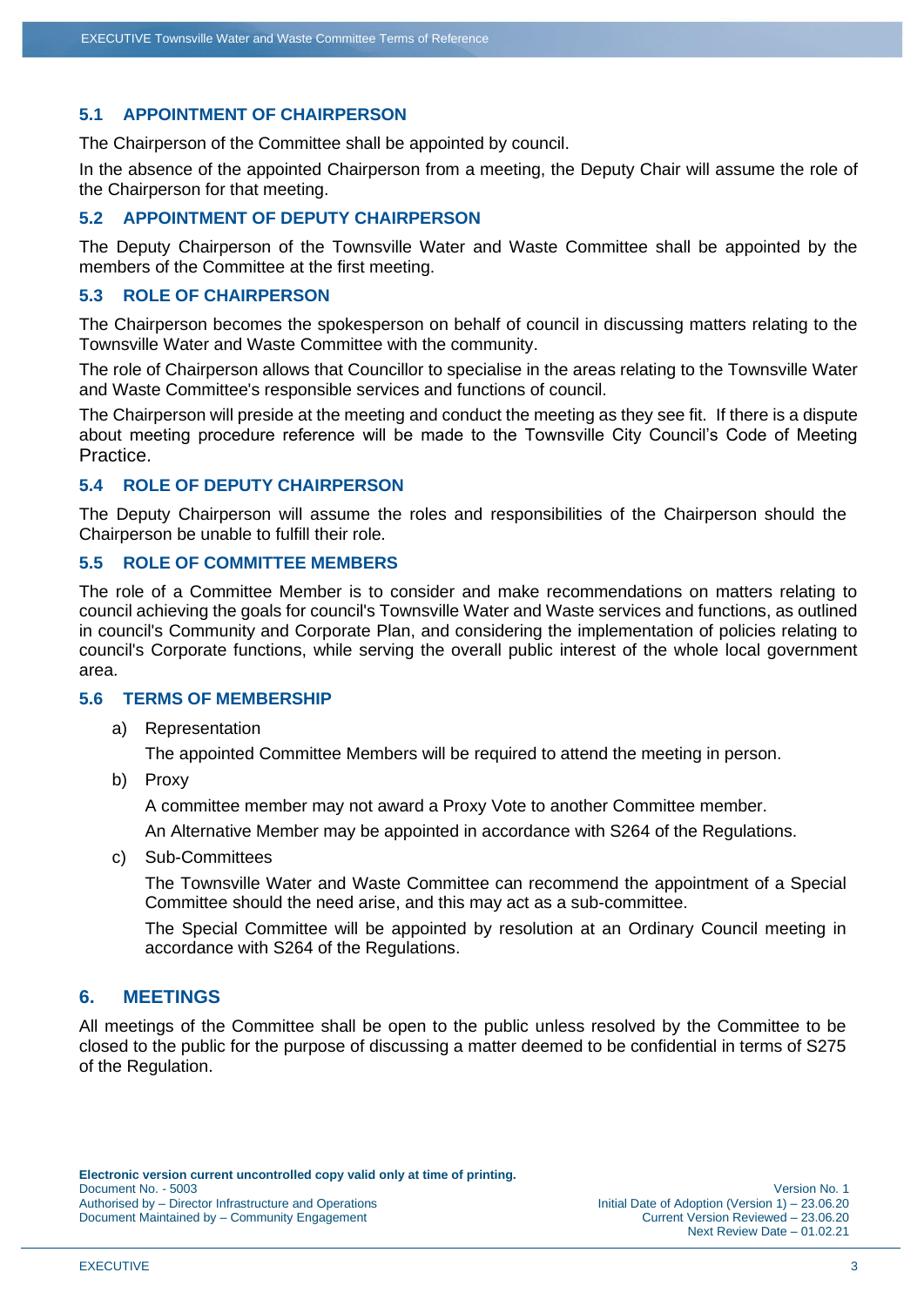### 5.1 APPOINTMENT OF CHAIRPERSON

The Chairperson of the Committee shall be appointed by council.

In the absence of the appointed Chairperson from a meeting, the Deputy Chair will assume the role of the Chairperson for that meeting.

### 5.2 APPOINTMENT OF DEPUTY CHAIRPERSON

The Deputy Chairperson of the Townsville Water and Waste Committee shall be appointed by the members of the Committee at the first meeting.

### 5.3 ROLE OF CHAIRPERSON

The Chairperson becomes the spokesperson on behalf of council in discussing matters relating to the Townsville Water and Waste Committee with the community.

The role of Chairperson allows that Councillor to specialise in the areas relating to the Townsville Water and Waste Committee's responsible services and functions of council.

The Chairperson will preside at the meeting and conduct the meeting as they see fit. If there is a dispute about meeting procedure reference will be made to the Townsville City Council's Code of Meeting Practice.

### 5.4 ROLE OF DEPUTY CHAIRPERSON

The Deputy Chairperson will assume the roles and responsibilities of the Chairperson should the Chairperson be unable to fulfill their role.

### 5.5 ROLE OF COMMITTEE MEMBERS

The role of a Committee Member is to consider and make recommendations on matters relating to council achieving the goals for council's Townsville Water and Waste services and functions, as outlined in council's Community and Corporate Plan, and considering the implementation of policies relating to council's Corporate functions, while serving the overall public interest of the whole local government area.

### 5.6 TERMS OF MEMBERSHIP

a) Representation

   The appointed Committee Members will be required to attend the meeting in person.

b) Proxy

   A committee member may not award a Proxy Vote to another Committee member.

   An Alternative Member may be appointed in accordance with S264 of the Regulations.

c) Sub-Committees

   The Townsville Water and Waste Committee can recommend the appointment of a Special Committee should the need arise, and this may act as a sub-committee.

   The Special Committee will be appointed by resolution at an Ordinary Council meeting in accordance with S264 of the Regulations.

## 6. MEETINGS

All meetings of the Committee shall be open to the public unless resolved by the Committee to be closed to the public for the purpose of discussing a matter deemed to be confidential in terms of S275 of the Regulation.

**Electronic version current uncontrolled copy valid only at time of printing.**
Document No. - 5003
Authorised by – Director Infrastructure and Operations
Document Maintained by – Community Engagement

Version No. 1
Initial Date of Adoption (Version 1) – 23.06.20
Current Version Reviewed – 23.06.20
Next Review Date – 01.02.21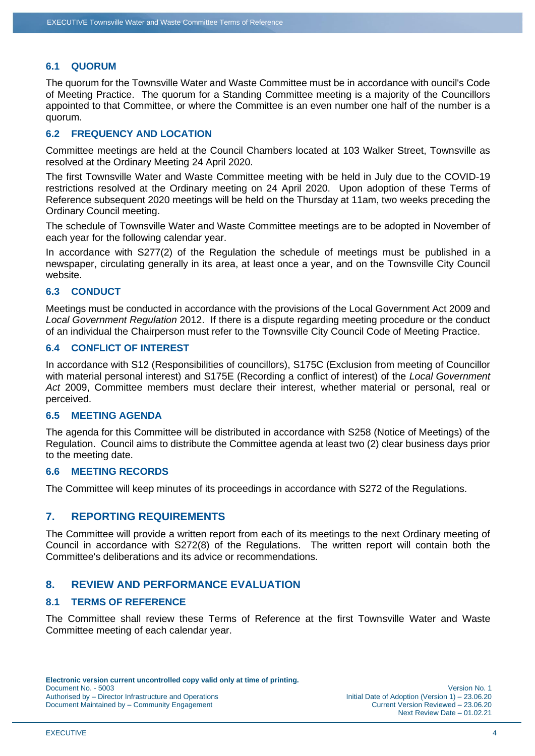### 6.1 QUORUM

The quorum for the Townsville Water and Waste Committee must be in accordance with ouncil's Code of Meeting Practice. The quorum for a Standing Committee meeting is a majority of the Councillors appointed to that Committee, or where the Committee is an even number one half of the number is a quorum.

### 6.2 FREQUENCY AND LOCATION

Committee meetings are held at the Council Chambers located at 103 Walker Street, Townsville as resolved at the Ordinary Meeting 24 April 2020.

The first Townsville Water and Waste Committee meeting with be held in July due to the COVID-19 restrictions resolved at the Ordinary meeting on 24 April 2020. Upon adoption of these Terms of Reference subsequent 2020 meetings will be held on the Thursday at 11am, two weeks preceding the Ordinary Council meeting.

The schedule of Townsville Water and Waste Committee meetings are to be adopted in November of each year for the following calendar year.

In accordance with S277(2) of the Regulation the schedule of meetings must be published in a newspaper, circulating generally in its area, at least once a year, and on the Townsville City Council website.

### 6.3 CONDUCT

Meetings must be conducted in accordance with the provisions of the Local Government Act 2009 and *Local Government Regulation* 2012. If there is a dispute regarding meeting procedure or the conduct of an individual the Chairperson must refer to the Townsville City Council Code of Meeting Practice.

### 6.4 CONFLICT OF INTEREST

In accordance with S12 (Responsibilities of councillors), S175C (Exclusion from meeting of Councillor with material personal interest) and S175E (Recording a conflict of interest) of the *Local Government Act* 2009, Committee members must declare their interest, whether material or personal, real or perceived.

### 6.5 MEETING AGENDA

The agenda for this Committee will be distributed in accordance with S258 (Notice of Meetings) of the Regulation. Council aims to distribute the Committee agenda at least two (2) clear business days prior to the meeting date.

### 6.6 MEETING RECORDS

The Committee will keep minutes of its proceedings in accordance with S272 of the Regulations.

## 7. REPORTING REQUIREMENTS

The Committee will provide a written report from each of its meetings to the next Ordinary meeting of Council in accordance with S272(8) of the Regulations. The written report will contain both the Committee's deliberations and its advice or recommendations.

## 8. REVIEW AND PERFORMANCE EVALUATION

### 8.1 TERMS OF REFERENCE

The Committee shall review these Terms of Reference at the first Townsville Water and Waste Committee meeting of each calendar year.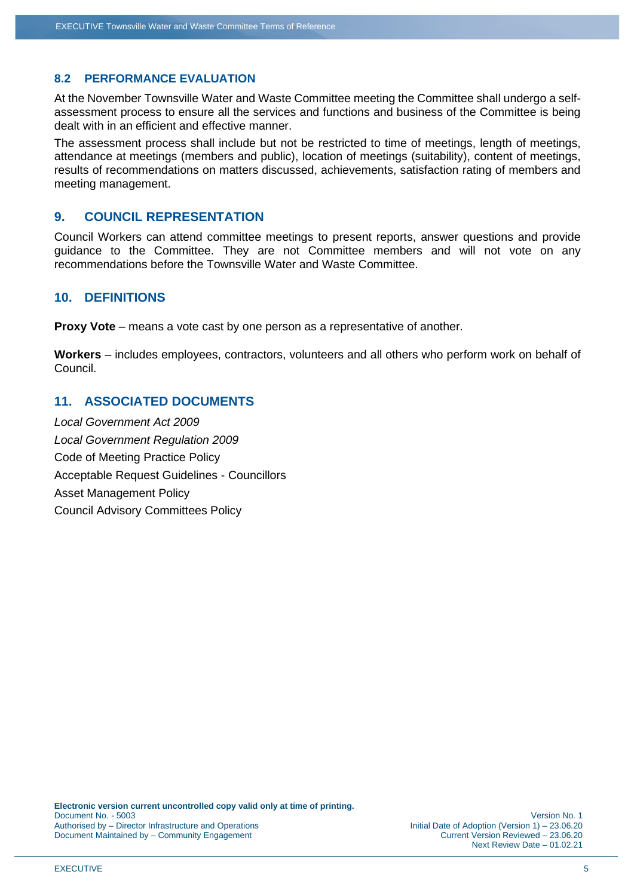### 8.2 PERFORMANCE EVALUATION

At the November Townsville Water and Waste Committee meeting the Committee shall undergo a self-assessment process to ensure all the services and functions and business of the Committee is being dealt with in an efficient and effective manner.

The assessment process shall include but not be restricted to time of meetings, length of meetings, attendance at meetings (members and public), location of meetings (suitability), content of meetings, results of recommendations on matters discussed, achievements, satisfaction rating of members and meeting management.

## 9. COUNCIL REPRESENTATION

Council Workers can attend committee meetings to present reports, answer questions and provide guidance to the Committee. They are not Committee members and will not vote on any recommendations before the Townsville Water and Waste Committee.

## 10. DEFINITIONS

**Proxy Vote** – means a vote cast by one person as a representative of another.

**Workers** – includes employees, contractors, volunteers and all others who perform work on behalf of Council.

## 11. ASSOCIATED DOCUMENTS

*Local Government Act 2009*

*Local Government Regulation 2009*

Code of Meeting Practice Policy

Acceptable Request Guidelines - Councillors

Asset Management Policy

Council Advisory Committees Policy

**Electronic version current uncontrolled copy valid only at time of printing.**
Document No. - 5003
Authorised by – Director Infrastructure and Operations
Document Maintained by – Community Engagement

Version No. 1
Initial Date of Adoption (Version 1) – 23.06.20
Current Version Reviewed – 23.06.20
Next Review Date – 01.02.21